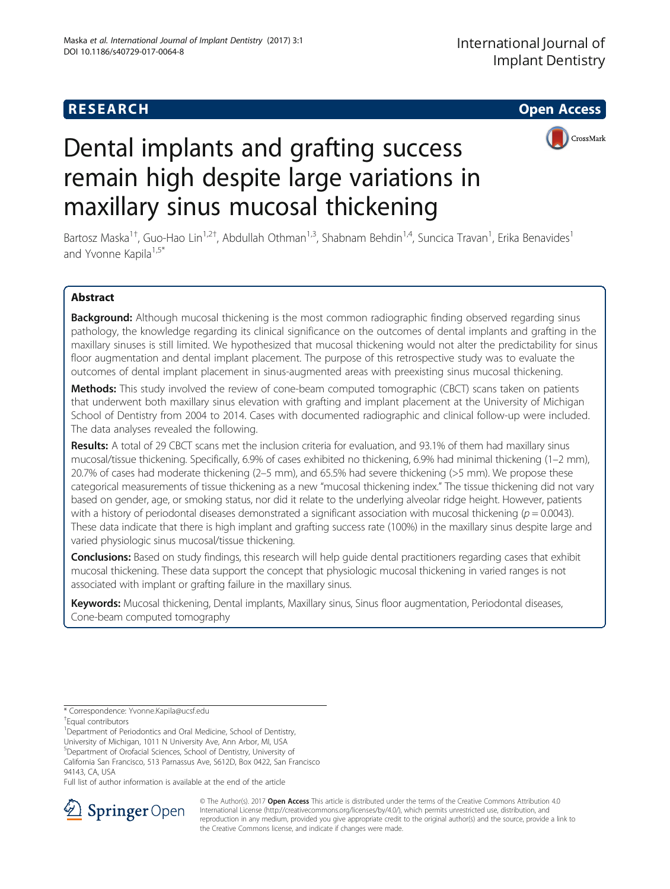**RESEARCH** **Open Access**

# Dental implants and grafting success remain high despite large variations in maxillary sinus mucosal thickening

Bartosz Maska[1†], Guo-Hao Lin[1,2†], Abdullah Othman[1,3], Shabnam Behdin[1,4], Suncica Travan[1], Erika Benavides[1] and Yvonne Kapila[1,5*]

## Abstract

**Background:** Although mucosal thickening is the most common radiographic finding observed regarding sinus pathology, the knowledge regarding its clinical significance on the outcomes of dental implants and grafting in the maxillary sinuses is still limited. We hypothesized that mucosal thickening would not alter the predictability for sinus floor augmentation and dental implant placement. The purpose of this retrospective study was to evaluate the outcomes of dental implant placement in sinus-augmented areas with preexisting sinus mucosal thickening.

**Methods:** This study involved the review of cone-beam computed tomographic (CBCT) scans taken on patients that underwent both maxillary sinus elevation with grafting and implant placement at the University of Michigan School of Dentistry from 2004 to 2014. Cases with documented radiographic and clinical follow-up were included. The data analyses revealed the following.

**Results:** A total of 29 CBCT scans met the inclusion criteria for evaluation, and 93.1% of them had maxillary sinus mucosal/tissue thickening. Specifically, 6.9% of cases exhibited no thickening, 6.9% had minimal thickening (1–2 mm), 20.7% of cases had moderate thickening (2–5 mm), and 65.5% had severe thickening (>5 mm). We propose these categorical measurements of tissue thickening as a new "mucosal thickening index." The tissue thickening did not vary based on gender, age, or smoking status, nor did it relate to the underlying alveolar ridge height. However, patients with a history of periodontal diseases demonstrated a significant association with mucosal thickening ($p = 0.0043$). These data indicate that there is high implant and grafting success rate (100%) in the maxillary sinus despite large and varied physiologic sinus mucosal/tissue thickening.

**Conclusions:** Based on study findings, this research will help guide dental practitioners regarding cases that exhibit mucosal thickening. These data support the concept that physiologic mucosal thickening in varied ranges is not associated with implant or grafting failure in the maxillary sinus.

**Keywords:** Mucosal thickening, Dental implants, Maxillary sinus, Sinus floor augmentation, Periodontal diseases, Cone-beam computed tomography

---

* Correspondence: Yvonne.Kapila@ucsf.edu
†Equal contributors
[1]Department of Periodontics and Oral Medicine, School of Dentistry, University of Michigan, 1011 N University Ave, Ann Arbor, MI, USA
[5]Department of Orofacial Sciences, School of Dentistry, University of California San Francisco, 513 Parnassus Ave, S612D, Box 0422, San Francisco 94143, CA, USA
Full list of author information is available at the end of the article

© The Author(s). 2017 **Open Access** This article is distributed under the terms of the Creative Commons Attribution 4.0 International License (http://creativecommons.org/licenses/by/4.0/), which permits unrestricted use, distribution, and reproduction in any medium, provided you give appropriate credit to the original author(s) and the source, provide a link to the Creative Commons license, and indicate if changes were made.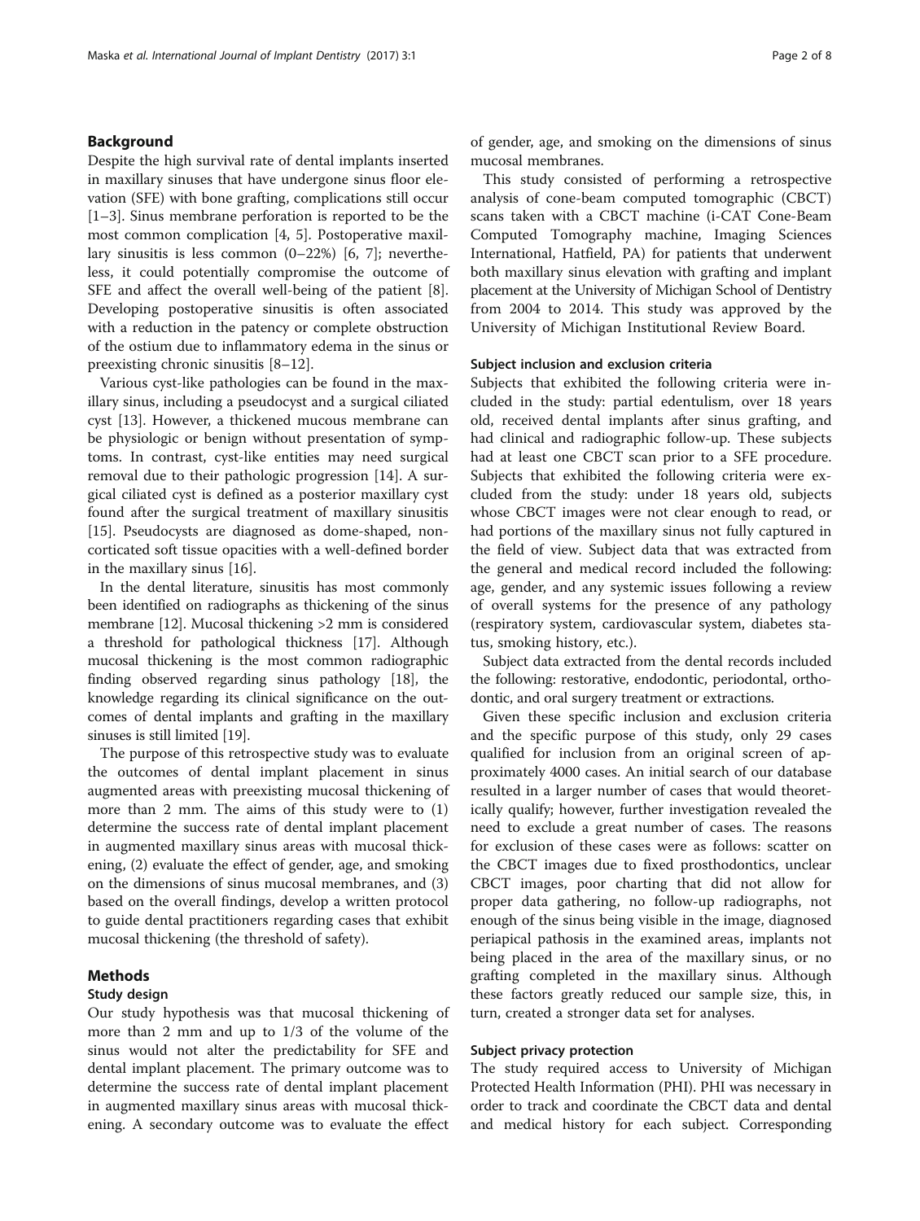## Background

Despite the high survival rate of dental implants inserted in maxillary sinuses that have undergone sinus floor elevation (SFE) with bone grafting, complications still occur [1–3]. Sinus membrane perforation is reported to be the most common complication [4, 5]. Postoperative maxillary sinusitis is less common (0–22%) [6, 7]; nevertheless, it could potentially compromise the outcome of SFE and affect the overall well-being of the patient [8]. Developing postoperative sinusitis is often associated with a reduction in the patency or complete obstruction of the ostium due to inflammatory edema in the sinus or preexisting chronic sinusitis [8–12].

Various cyst-like pathologies can be found in the maxillary sinus, including a pseudocyst and a surgical ciliated cyst [13]. However, a thickened mucous membrane can be physiologic or benign without presentation of symptoms. In contrast, cyst-like entities may need surgical removal due to their pathologic progression [14]. A surgical ciliated cyst is defined as a posterior maxillary cyst found after the surgical treatment of maxillary sinusitis [15]. Pseudocysts are diagnosed as dome-shaped, non-corticated soft tissue opacities with a well-defined border in the maxillary sinus [16].

In the dental literature, sinusitis has most commonly been identified on radiographs as thickening of the sinus membrane [12]. Mucosal thickening >2 mm is considered a threshold for pathological thickness [17]. Although mucosal thickening is the most common radiographic finding observed regarding sinus pathology [18], the knowledge regarding its clinical significance on the outcomes of dental implants and grafting in the maxillary sinuses is still limited [19].

The purpose of this retrospective study was to evaluate the outcomes of dental implant placement in sinus augmented areas with preexisting mucosal thickening of more than 2 mm. The aims of this study were to (1) determine the success rate of dental implant placement in augmented maxillary sinus areas with mucosal thickening, (2) evaluate the effect of gender, age, and smoking on the dimensions of sinus mucosal membranes, and (3) based on the overall findings, develop a written protocol to guide dental practitioners regarding cases that exhibit mucosal thickening (the threshold of safety).

## Methods

### Study design

Our study hypothesis was that mucosal thickening of more than 2 mm and up to 1/3 of the volume of the sinus would not alter the predictability for SFE and dental implant placement. The primary outcome was to determine the success rate of dental implant placement in augmented maxillary sinus areas with mucosal thickening. A secondary outcome was to evaluate the effect of gender, age, and smoking on the dimensions of sinus mucosal membranes.

This study consisted of performing a retrospective analysis of cone-beam computed tomographic (CBCT) scans taken with a CBCT machine (i-CAT Cone-Beam Computed Tomography machine, Imaging Sciences International, Hatfield, PA) for patients that underwent both maxillary sinus elevation with grafting and implant placement at the University of Michigan School of Dentistry from 2004 to 2014. This study was approved by the University of Michigan Institutional Review Board.

### Subject inclusion and exclusion criteria

Subjects that exhibited the following criteria were included in the study: partial edentulism, over 18 years old, received dental implants after sinus grafting, and had clinical and radiographic follow-up. These subjects had at least one CBCT scan prior to a SFE procedure. Subjects that exhibited the following criteria were excluded from the study: under 18 years old, subjects whose CBCT images were not clear enough to read, or had portions of the maxillary sinus not fully captured in the field of view. Subject data that was extracted from the general and medical record included the following: age, gender, and any systemic issues following a review of overall systems for the presence of any pathology (respiratory system, cardiovascular system, diabetes status, smoking history, etc.).

Subject data extracted from the dental records included the following: restorative, endodontic, periodontal, orthodontic, and oral surgery treatment or extractions.

Given these specific inclusion and exclusion criteria and the specific purpose of this study, only 29 cases qualified for inclusion from an original screen of approximately 4000 cases. An initial search of our database resulted in a larger number of cases that would theoretically qualify; however, further investigation revealed the need to exclude a great number of cases. The reasons for exclusion of these cases were as follows: scatter on the CBCT images due to fixed prosthodontics, unclear CBCT images, poor charting that did not allow for proper data gathering, no follow-up radiographs, not enough of the sinus being visible in the image, diagnosed periapical pathosis in the examined areas, implants not being placed in the area of the maxillary sinus, or no grafting completed in the maxillary sinus. Although these factors greatly reduced our sample size, this, in turn, created a stronger data set for analyses.

### Subject privacy protection

The study required access to University of Michigan Protected Health Information (PHI). PHI was necessary in order to track and coordinate the CBCT data and dental and medical history for each subject. Corresponding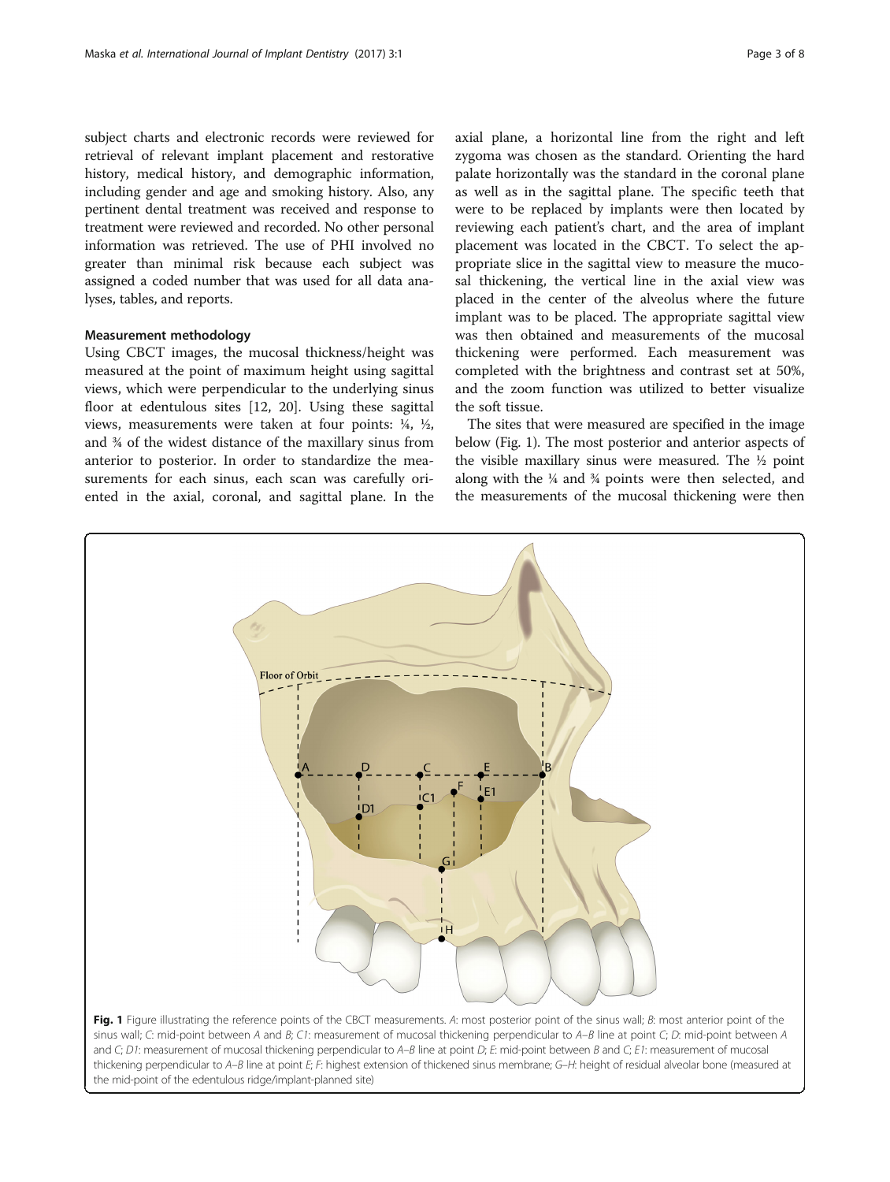subject charts and electronic records were reviewed for retrieval of relevant implant placement and restorative history, medical history, and demographic information, including gender and age and smoking history. Also, any pertinent dental treatment was received and response to treatment were reviewed and recorded. No other personal information was retrieved. The use of PHI involved no greater than minimal risk because each subject was assigned a coded number that was used for all data analyses, tables, and reports.

### Measurement methodology

Using CBCT images, the mucosal thickness/height was measured at the point of maximum height using sagittal views, which were perpendicular to the underlying sinus floor at edentulous sites [12, 20]. Using these sagittal views, measurements were taken at four points: ¼, ½, and ¾ of the widest distance of the maxillary sinus from anterior to posterior. In order to standardize the measurements for each sinus, each scan was carefully oriented in the axial, coronal, and sagittal plane. In the axial plane, a horizontal line from the right and left zygoma was chosen as the standard. Orienting the hard palate horizontally was the standard in the coronal plane as well as in the sagittal plane. The specific teeth that were to be replaced by implants were then located by reviewing each patient's chart, and the area of implant placement was located in the CBCT. To select the appropriate slice in the sagittal view to measure the mucosal thickening, the vertical line in the axial view was placed in the center of the alveolus where the future implant was to be placed. The appropriate sagittal view was then obtained and measurements of the mucosal thickening were performed. Each measurement was completed with the brightness and contrast set at 50%, and the zoom function was utilized to better visualize the soft tissue.

The sites that were measured are specified in the image below (Fig. 1). The most posterior and anterior aspects of the visible maxillary sinus were measured. The ½ point along with the ¼ and ¾ points were then selected, and the measurements of the mucosal thickening were then

**Fig. 1** Figure illustrating the reference points of the CBCT measurements. *A*: most posterior point of the sinus wall; *B*: most anterior point of the sinus wall; *C*: mid-point between *A* and *B*; *C1*: measurement of mucosal thickening perpendicular to *A–B* line at point *C*; *D*: mid-point between *A* and *C*; *D1*: measurement of mucosal thickening perpendicular to *A–B* line at point *D*; *E*: mid-point between *B* and *C*; *E1*: measurement of mucosal thickening perpendicular to *A–B* line at point *E*; *F*: highest extension of thickened sinus membrane; *G–H*: height of residual alveolar bone (measured at the mid-point of the edentulous ridge/implant-planned site)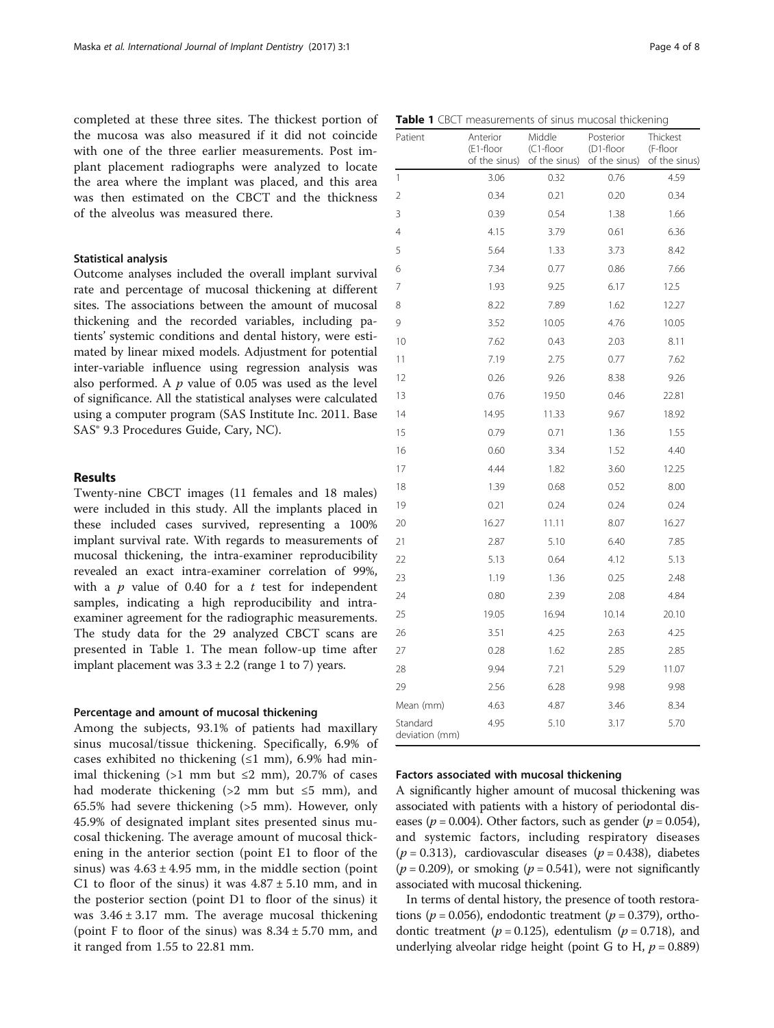completed at these three sites. The thickest portion of the mucosa was also measured if it did not coincide with one of the three earlier measurements. Post implant placement radiographs were analyzed to locate the area where the implant was placed, and this area was then estimated on the CBCT and the thickness of the alveolus was measured there.

### Statistical analysis

Outcome analyses included the overall implant survival rate and percentage of mucosal thickening at different sites. The associations between the amount of mucosal thickening and the recorded variables, including patients' systemic conditions and dental history, were estimated by linear mixed models. Adjustment for potential inter-variable influence using regression analysis was also performed. A $p$ value of 0.05 was used as the level of significance. All the statistical analyses were calculated using a computer program (SAS Institute Inc. 2011. Base SAS® 9.3 Procedures Guide, Cary, NC).

## Results

Twenty-nine CBCT images (11 females and 18 males) were included in this study. All the implants placed in these included cases survived, representing a 100% implant survival rate. With regards to measurements of mucosal thickening, the intra-examiner reproducibility revealed an exact intra-examiner correlation of 99%, with a $p$ value of 0.40 for a $t$ test for independent samples, indicating a high reproducibility and intra-examiner agreement for the radiographic measurements. The study data for the 29 analyzed CBCT scans are presented in Table 1. The mean follow-up time after implant placement was $3.3 \pm 2.2$ (range 1 to 7) years.

### Percentage and amount of mucosal thickening

Among the subjects, 93.1% of patients had maxillary sinus mucosal/tissue thickening. Specifically, 6.9% of cases exhibited no thickening (≤1 mm), 6.9% had minimal thickening (>1 mm but ≤2 mm), 20.7% of cases had moderate thickening (>2 mm but ≤5 mm), and 65.5% had severe thickening (>5 mm). However, only 45.9% of designated implant sites presented sinus mucosal thickening. The average amount of mucosal thickening in the anterior section (point E1 to floor of the sinus) was $4.63 \pm 4.95$ mm, in the middle section (point C1 to floor of the sinus) it was $4.87 \pm 5.10$ mm, and in the posterior section (point D1 to floor of the sinus) it was $3.46 \pm 3.17$ mm. The average mucosal thickening (point F to floor of the sinus) was $8.34 \pm 5.70$ mm, and it ranged from 1.55 to 22.81 mm.

**Table 1** CBCT measurements of sinus mucosal thickening

| Patient | Anterior (E1-floor of the sinus) | Middle (C1-floor of the sinus) | Posterior (D1-floor of the sinus) | Thickest (F-floor of the sinus) |
|---|---|---|---|---|
| 1 | 3.06 | 0.32 | 0.76 | 4.59 |
| 2 | 0.34 | 0.21 | 0.20 | 0.34 |
| 3 | 0.39 | 0.54 | 1.38 | 1.66 |
| 4 | 4.15 | 3.79 | 0.61 | 6.36 |
| 5 | 5.64 | 1.33 | 3.73 | 8.42 |
| 6 | 7.34 | 0.77 | 0.86 | 7.66 |
| 7 | 1.93 | 9.25 | 6.17 | 12.5 |
| 8 | 8.22 | 7.89 | 1.62 | 12.27 |
| 9 | 3.52 | 10.05 | 4.76 | 10.05 |
| 10 | 7.62 | 0.43 | 2.03 | 8.11 |
| 11 | 7.19 | 2.75 | 0.77 | 7.62 |
| 12 | 0.26 | 9.26 | 8.38 | 9.26 |
| 13 | 0.76 | 19.50 | 0.46 | 22.81 |
| 14 | 14.95 | 11.33 | 9.67 | 18.92 |
| 15 | 0.79 | 0.71 | 1.36 | 1.55 |
| 16 | 0.60 | 3.34 | 1.52 | 4.40 |
| 17 | 4.44 | 1.82 | 3.60 | 12.25 |
| 18 | 1.39 | 0.68 | 0.52 | 8.00 |
| 19 | 0.21 | 0.24 | 0.24 | 0.24 |
| 20 | 16.27 | 11.11 | 8.07 | 16.27 |
| 21 | 2.87 | 5.10 | 6.40 | 7.85 |
| 22 | 5.13 | 0.64 | 4.12 | 5.13 |
| 23 | 1.19 | 1.36 | 0.25 | 2.48 |
| 24 | 0.80 | 2.39 | 2.08 | 4.84 |
| 25 | 19.05 | 16.94 | 10.14 | 20.10 |
| 26 | 3.51 | 4.25 | 2.63 | 4.25 |
| 27 | 0.28 | 1.62 | 2.85 | 2.85 |
| 28 | 9.94 | 7.21 | 5.29 | 11.07 |
| 29 | 2.56 | 6.28 | 9.98 | 9.98 |
| Mean (mm) | 4.63 | 4.87 | 3.46 | 8.34 |
| Standard deviation (mm) | 4.95 | 5.10 | 3.17 | 5.70 |

### Factors associated with mucosal thickening

A significantly higher amount of mucosal thickening was associated with patients with a history of periodontal diseases ($p = 0.004$). Other factors, such as gender ($p = 0.054$), and systemic factors, including respiratory diseases ($p = 0.313$), cardiovascular diseases ($p = 0.438$), diabetes ($p = 0.209$), or smoking ($p = 0.541$), were not significantly associated with mucosal thickening.

In terms of dental history, the presence of tooth restorations ($p = 0.056$), endodontic treatment ($p = 0.379$), orthodontic treatment ($p = 0.125$), edentulism ($p = 0.718$), and underlying alveolar ridge height (point G to H, $p = 0.889$)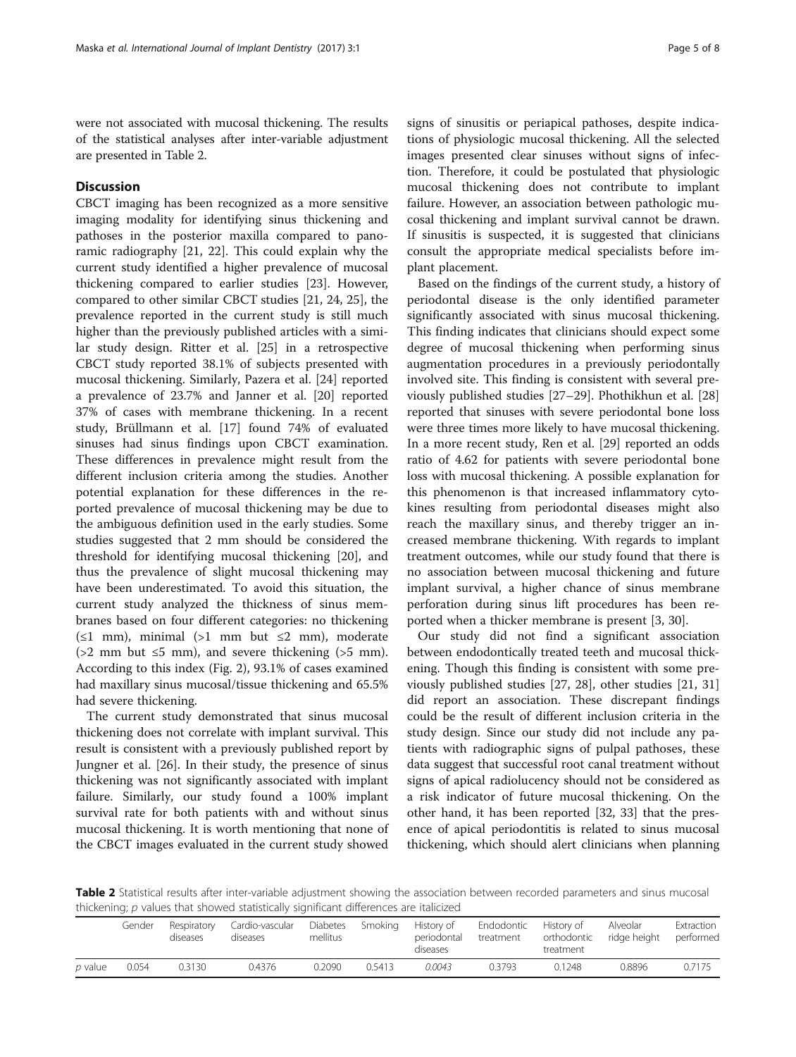were not associated with mucosal thickening. The results of the statistical analyses after inter-variable adjustment are presented in Table 2.

## Discussion

CBCT imaging has been recognized as a more sensitive imaging modality for identifying sinus thickening and pathoses in the posterior maxilla compared to panoramic radiography [21, 22]. This could explain why the current study identified a higher prevalence of mucosal thickening compared to earlier studies [23]. However, compared to other similar CBCT studies [21, 24, 25], the prevalence reported in the current study is still much higher than the previously published articles with a similar study design. Ritter et al. [25] in a retrospective CBCT study reported 38.1% of subjects presented with mucosal thickening. Similarly, Pazera et al. [24] reported a prevalence of 23.7% and Janner et al. [20] reported 37% of cases with membrane thickening. In a recent study, Brüllmann et al. [17] found 74% of evaluated sinuses had sinus findings upon CBCT examination. These differences in prevalence might result from the different inclusion criteria among the studies. Another potential explanation for these differences in the reported prevalence of mucosal thickening may be due to the ambiguous definition used in the early studies. Some studies suggested that 2 mm should be considered the threshold for identifying mucosal thickening [20], and thus the prevalence of slight mucosal thickening may have been underestimated. To avoid this situation, the current study analyzed the thickness of sinus membranes based on four different categories: no thickening (≤1 mm), minimal (>1 mm but ≤2 mm), moderate (>2 mm but ≤5 mm), and severe thickening (>5 mm). According to this index (Fig. 2), 93.1% of cases examined had maxillary sinus mucosal/tissue thickening and 65.5% had severe thickening.

The current study demonstrated that sinus mucosal thickening does not correlate with implant survival. This result is consistent with a previously published report by Jungner et al. [26]. In their study, the presence of sinus thickening was not significantly associated with implant failure. Similarly, our study found a 100% implant survival rate for both patients with and without sinus mucosal thickening. It is worth mentioning that none of the CBCT images evaluated in the current study showed signs of sinusitis or periapical pathoses, despite indications of physiologic mucosal thickening. All the selected images presented clear sinuses without signs of infection. Therefore, it could be postulated that physiologic mucosal thickening does not contribute to implant failure. However, an association between pathologic mucosal thickening and implant survival cannot be drawn. If sinusitis is suspected, it is suggested that clinicians consult the appropriate medical specialists before implant placement.

Based on the findings of the current study, a history of periodontal disease is the only identified parameter significantly associated with sinus mucosal thickening. This finding indicates that clinicians should expect some degree of mucosal thickening when performing sinus augmentation procedures in a previously periodontally involved site. This finding is consistent with several previously published studies [27–29]. Phothikhun et al. [28] reported that sinuses with severe periodontal bone loss were three times more likely to have mucosal thickening. In a more recent study, Ren et al. [29] reported an odds ratio of 4.62 for patients with severe periodontal bone loss with mucosal thickening. A possible explanation for this phenomenon is that increased inflammatory cytokines resulting from periodontal diseases might also reach the maxillary sinus, and thereby trigger an increased membrane thickening. With regards to implant treatment outcomes, while our study found that there is no association between mucosal thickening and future implant survival, a higher chance of sinus membrane perforation during sinus lift procedures has been reported when a thicker membrane is present [3, 30].

Our study did not find a significant association between endodontically treated teeth and mucosal thickening. Though this finding is consistent with some previously published studies [27, 28], other studies [21, 31] did report an association. These discrepant findings could be the result of different inclusion criteria in the study design. Since our study did not include any patients with radiographic signs of pulpal pathoses, these data suggest that successful root canal treatment without signs of apical radiolucency should not be considered as a risk indicator of future mucosal thickening. On the other hand, it has been reported [32, 33] that the presence of apical periodontitis is related to sinus mucosal thickening, which should alert clinicians when planning

**Table 2** Statistical results after inter-variable adjustment showing the association between recorded parameters and sinus mucosal thickening; *p* values that showed statistically significant differences are italicized

| | Gender | Respiratory diseases | Cardio-vascular diseases | Diabetes mellitus | Smoking | History of periodontal diseases | Endodontic treatment | History of orthodontic treatment | Alveolar ridge height | Extraction performed |
|---|---|---|---|---|---|---|---|---|---|---|
| *p* value | 0.054 | 0.3130 | 0.4376 | 0.2090 | 0.5413 | *0.0043* | 0.3793 | 0.1248 | 0.8896 | 0.7175 |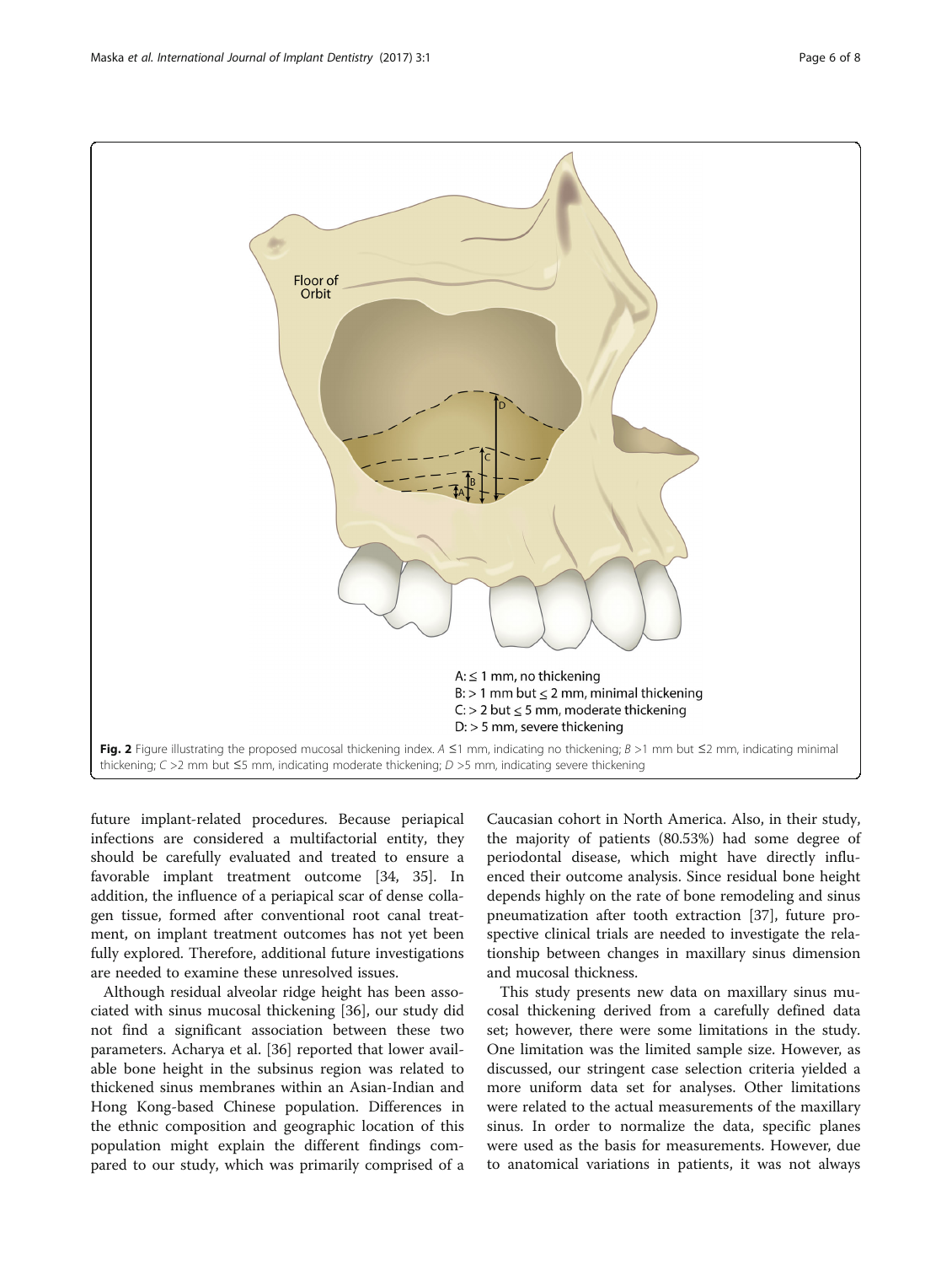Fig. 2 Figure illustrating the proposed mucosal thickening index. *A* ≤1 mm, indicating no thickening; *B* >1 mm but ≤2 mm, indicating minimal thickening; *C* >2 mm but ≤5 mm, indicating moderate thickening; *D* >5 mm, indicating severe thickening

future implant-related procedures. Because periapical infections are considered a multifactorial entity, they should be carefully evaluated and treated to ensure a favorable implant treatment outcome [34, 35]. In addition, the influence of a periapical scar of dense collagen tissue, formed after conventional root canal treatment, on implant treatment outcomes has not yet been fully explored. Therefore, additional future investigations are needed to examine these unresolved issues.

Although residual alveolar ridge height has been associated with sinus mucosal thickening [36], our study did not find a significant association between these two parameters. Acharya et al. [36] reported that lower available bone height in the subsinus region was related to thickened sinus membranes within an Asian-Indian and Hong Kong-based Chinese population. Differences in the ethnic composition and geographic location of this population might explain the different findings compared to our study, which was primarily comprised of a Caucasian cohort in North America. Also, in their study, the majority of patients (80.53%) had some degree of periodontal disease, which might have directly influenced their outcome analysis. Since residual bone height depends highly on the rate of bone remodeling and sinus pneumatization after tooth extraction [37], future prospective clinical trials are needed to investigate the relationship between changes in maxillary sinus dimension and mucosal thickness.

This study presents new data on maxillary sinus mucosal thickening derived from a carefully defined data set; however, there were some limitations in the study. One limitation was the limited sample size. However, as discussed, our stringent case selection criteria yielded a more uniform data set for analyses. Other limitations were related to the actual measurements of the maxillary sinus. In order to normalize the data, specific planes were used as the basis for measurements. However, due to anatomical variations in patients, it was not always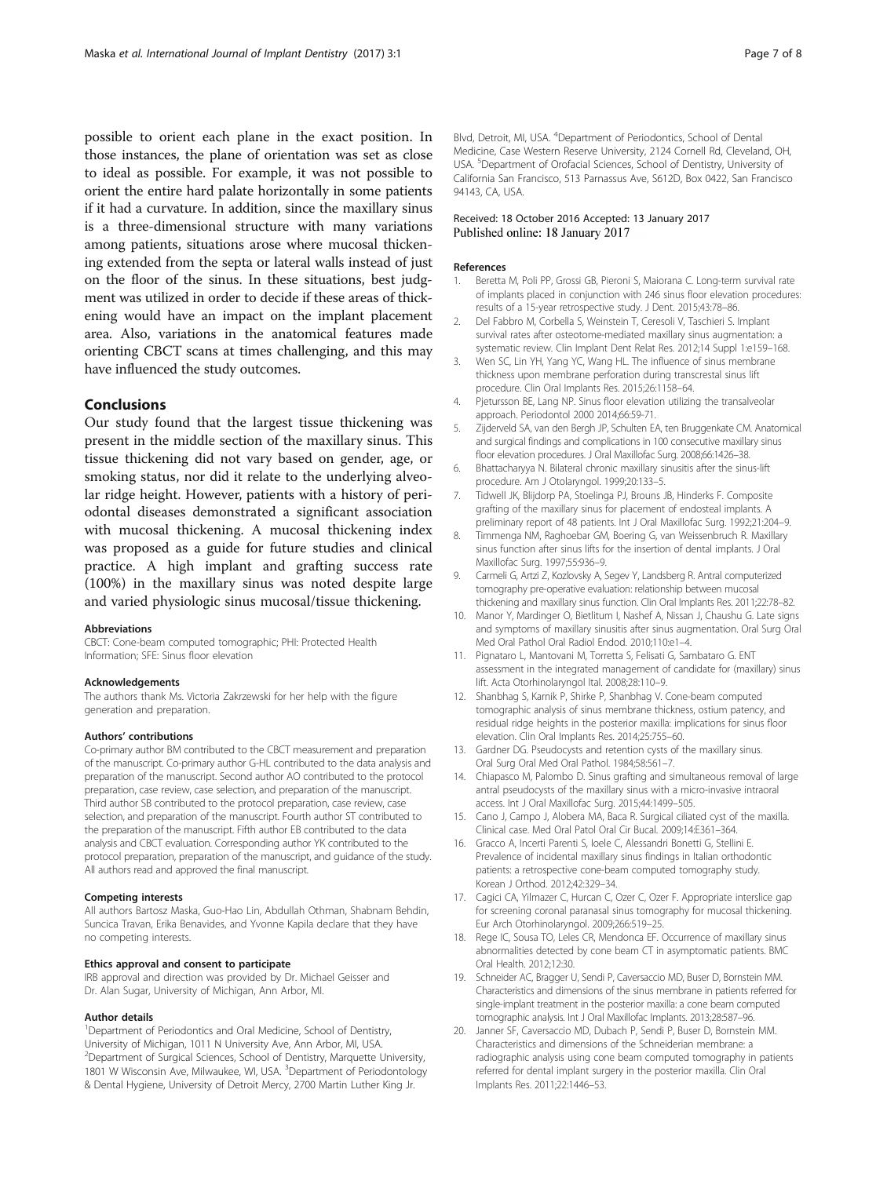possible to orient each plane in the exact position. In those instances, the plane of orientation was set as close to ideal as possible. For example, it was not possible to orient the entire hard palate horizontally in some patients if it had a curvature. In addition, since the maxillary sinus is a three-dimensional structure with many variations among patients, situations arose where mucosal thickening extended from the septa or lateral walls instead of just on the floor of the sinus. In these situations, best judgment was utilized in order to decide if these areas of thickening would have an impact on the implant placement area. Also, variations in the anatomical features made orienting CBCT scans at times challenging, and this may have influenced the study outcomes.

## Conclusions

Our study found that the largest tissue thickening was present in the middle section of the maxillary sinus. This tissue thickening did not vary based on gender, age, or smoking status, nor did it relate to the underlying alveolar ridge height. However, patients with a history of periodontal diseases demonstrated a significant association with mucosal thickening. A mucosal thickening index was proposed as a guide for future studies and clinical practice. A high implant and grafting success rate (100%) in the maxillary sinus was noted despite large and varied physiologic sinus mucosal/tissue thickening.

#### Abbreviations

CBCT: Cone-beam computed tomographic; PHI: Protected Health Information; SFE: Sinus floor elevation

#### Acknowledgements

The authors thank Ms. Victoria Zakrzewski for her help with the figure generation and preparation.

#### Authors' contributions

Co-primary author BM contributed to the CBCT measurement and preparation of the manuscript. Co-primary author G-HL contributed to the data analysis and preparation of the manuscript. Second author AO contributed to the protocol preparation, case review, case selection, and preparation of the manuscript. Third author SB contributed to the protocol preparation, case review, case selection, and preparation of the manuscript. Fourth author ST contributed to the preparation of the manuscript. Fifth author EB contributed to the data analysis and CBCT evaluation. Corresponding author YK contributed to the protocol preparation, preparation of the manuscript, and guidance of the study. All authors read and approved the final manuscript.

#### Competing interests

All authors Bartosz Maska, Guo-Hao Lin, Abdullah Othman, Shabnam Behdin, Suncica Travan, Erika Benavides, and Yvonne Kapila declare that they have no competing interests.

#### Ethics approval and consent to participate

IRB approval and direction was provided by Dr. Michael Geisser and Dr. Alan Sugar, University of Michigan, Ann Arbor, MI.

#### Author details

[1]Department of Periodontics and Oral Medicine, School of Dentistry, University of Michigan, 1011 N University Ave, Ann Arbor, MI, USA. [2]Department of Surgical Sciences, School of Dentistry, Marquette University, 1801 W Wisconsin Ave, Milwaukee, WI, USA. [3]Department of Periodontology & Dental Hygiene, University of Detroit Mercy, 2700 Martin Luther King Jr. Blvd, Detroit, MI, USA. [4]Department of Periodontics, School of Dental Medicine, Case Western Reserve University, 2124 Cornell Rd, Cleveland, OH, USA. [5]Department of Orofacial Sciences, School of Dentistry, University of California San Francisco, 513 Parnassus Ave, S612D, Box 0422, San Francisco 94143, CA, USA.

Received: 18 October 2016 Accepted: 13 January 2017
Published online: 18 January 2017

#### References

1. Beretta M, Poli PP, Grossi GB, Pieroni S, Maiorana C. Long-term survival rate of implants placed in conjunction with 246 sinus floor elevation procedures: results of a 15-year retrospective study. J Dent. 2015;43:78–86.
2. Del Fabbro M, Corbella S, Weinstein T, Ceresoli V, Taschieri S. Implant survival rates after osteotome-mediated maxillary sinus augmentation: a systematic review. Clin Implant Dent Relat Res. 2012;14 Suppl 1:e159–168.
3. Wen SC, Lin YH, Yang YC, Wang HL. The influence of sinus membrane thickness upon membrane perforation during transcrestal sinus lift procedure. Clin Oral Implants Res. 2015;26:1158–64.
4. Pjetursson BE, Lang NP. Sinus floor elevation utilizing the transalveolar approach. Periodontol 2000 2014;66:59-71.
5. Zijderveld SA, van den Bergh JP, Schulten EA, ten Bruggenkate CM. Anatomical and surgical findings and complications in 100 consecutive maxillary sinus floor elevation procedures. J Oral Maxillofac Surg. 2008;66:1426–38.
6. Bhattacharyya N. Bilateral chronic maxillary sinusitis after the sinus-lift procedure. Am J Otolaryngol. 1999;20:133–5.
7. Tidwell JK, Blijdorp PA, Stoelinga PJ, Brouns JB, Hinderks F. Composite grafting of the maxillary sinus for placement of endosteal implants. A preliminary report of 48 patients. Int J Oral Maxillofac Surg. 1992;21:204–9.
8. Timmenga NM, Raghoebar GM, Boering G, van Weissenbruch R. Maxillary sinus function after sinus lifts for the insertion of dental implants. J Oral Maxillofac Surg. 1997;55:936–9.
9. Carmeli G, Artzi Z, Kozlovsky A, Segev Y, Landsberg R. Antral computerized tomography pre-operative evaluation: relationship between mucosal thickening and maxillary sinus function. Clin Oral Implants Res. 2011;22:78–82.
10. Manor Y, Mardinger O, Bietlitum I, Nashef A, Nissan J, Chaushu G. Late signs and symptoms of maxillary sinusitis after sinus augmentation. Oral Surg Oral Med Oral Pathol Oral Radiol Endod. 2010;110:e1–4.
11. Pignataro L, Mantovani M, Torretta S, Felisati G, Sambataro G. ENT assessment in the integrated management of candidate for (maxillary) sinus lift. Acta Otorhinolaryngol Ital. 2008;28:110–9.
12. Shanbhag S, Karnik P, Shirke P, Shanbhag V. Cone-beam computed tomographic analysis of sinus membrane thickness, ostium patency, and residual ridge heights in the posterior maxilla: implications for sinus floor elevation. Clin Oral Implants Res. 2014;25:755–60.
13. Gardner DG. Pseudocysts and retention cysts of the maxillary sinus. Oral Surg Oral Med Oral Pathol. 1984;58:561–7.
14. Chiapasco M, Palombo D. Sinus grafting and simultaneous removal of large antral pseudocysts of the maxillary sinus with a micro-invasive intraoral access. Int J Oral Maxillofac Surg. 2015;44:1499–505.
15. Cano J, Campo J, Alobera MA, Baca R. Surgical ciliated cyst of the maxilla. Clinical case. Med Oral Patol Oral Cir Bucal. 2009;14:E361–364.
16. Gracco A, Incerti Parenti S, Ioele C, Alessandri Bonetti G, Stellini E. Prevalence of incidental maxillary sinus findings in Italian orthodontic patients: a retrospective cone-beam computed tomography study. Korean J Orthod. 2012;42:329–34.
17. Cagici CA, Yilmazer C, Hurcan C, Ozer C, Ozer F. Appropriate interslice gap for screening coronal paranasal sinus tomography for mucosal thickening. Eur Arch Otorhinolaryngol. 2009;266:519–25.
18. Rege IC, Sousa TO, Leles CR, Mendonca EF. Occurrence of maxillary sinus abnormalities detected by cone beam CT in asymptomatic patients. BMC Oral Health. 2012;12:30.
19. Schneider AC, Bragger U, Sendi P, Caversaccio MD, Buser D, Bornstein MM. Characteristics and dimensions of the sinus membrane in patients referred for single-implant treatment in the posterior maxilla: a cone beam computed tomographic analysis. Int J Oral Maxillofac Implants. 2013;28:587–96.
20. Janner SF, Caversaccio MD, Dubach P, Sendi P, Buser D, Bornstein MM. Characteristics and dimensions of the Schneiderian membrane: a radiographic analysis using cone beam computed tomography in patients referred for dental implant surgery in the posterior maxilla. Clin Oral Implants Res. 2011;22:1446–53.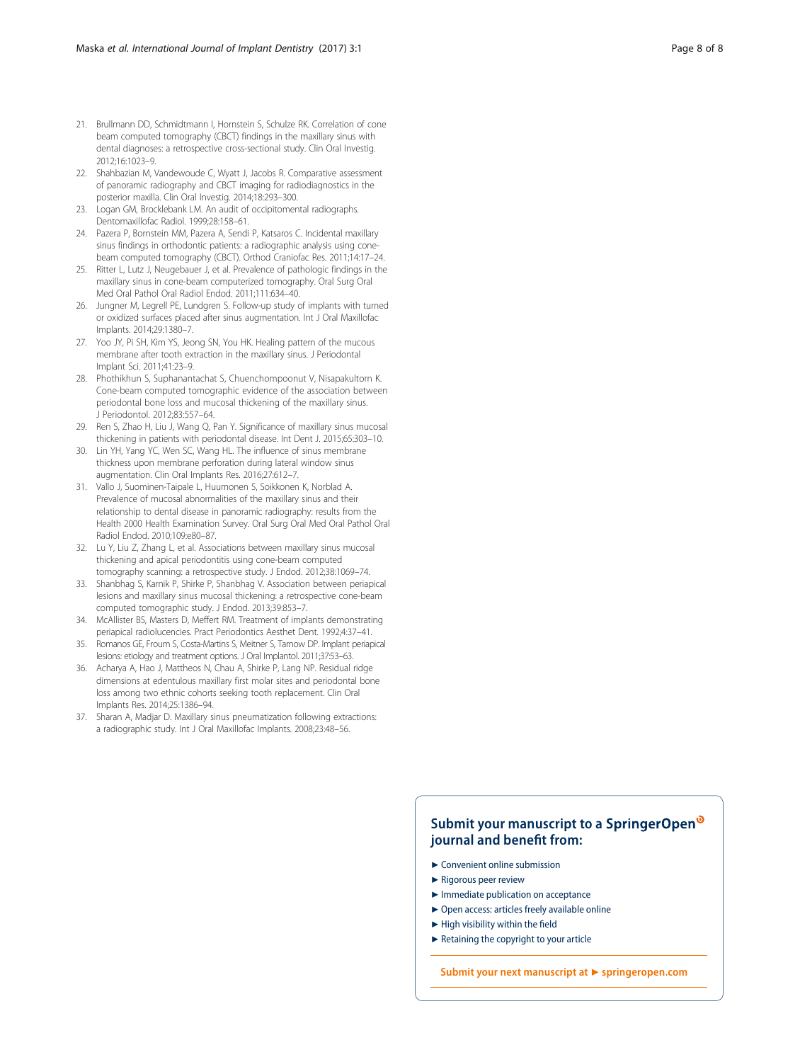21. Brullmann DD, Schmidtmann I, Hornstein S, Schulze RK. Correlation of cone beam computed tomography (CBCT) findings in the maxillary sinus with dental diagnoses: a retrospective cross-sectional study. Clin Oral Investig. 2012;16:1023–9.
22. Shahbazian M, Vandewoude C, Wyatt J, Jacobs R. Comparative assessment of panoramic radiography and CBCT imaging for radiodiagnostics in the posterior maxilla. Clin Oral Investig. 2014;18:293–300.
23. Logan GM, Brocklebank LM. An audit of occipitomental radiographs. Dentomaxillofac Radiol. 1999;28:158–61.
24. Pazera P, Bornstein MM, Pazera A, Sendi P, Katsaros C. Incidental maxillary sinus findings in orthodontic patients: a radiographic analysis using cone-beam computed tomography (CBCT). Orthod Craniofac Res. 2011;14:17–24.
25. Ritter L, Lutz J, Neugebauer J, et al. Prevalence of pathologic findings in the maxillary sinus in cone-beam computerized tomography. Oral Surg Oral Med Oral Pathol Oral Radiol Endod. 2011;111:634–40.
26. Jungner M, Legrell PE, Lundgren S. Follow-up study of implants with turned or oxidized surfaces placed after sinus augmentation. Int J Oral Maxillofac Implants. 2014;29:1380–7.
27. Yoo JY, Pi SH, Kim YS, Jeong SN, You HK. Healing pattern of the mucous membrane after tooth extraction in the maxillary sinus. J Periodontal Implant Sci. 2011;41:23–9.
28. Phothikhun S, Suphanantachat S, Chuenchompoonut V, Nisapakultorn K. Cone-beam computed tomographic evidence of the association between periodontal bone loss and mucosal thickening of the maxillary sinus. J Periodontol. 2012;83:557–64.
29. Ren S, Zhao H, Liu J, Wang Q, Pan Y. Significance of maxillary sinus mucosal thickening in patients with periodontal disease. Int Dent J. 2015;65:303–10.
30. Lin YH, Yang YC, Wen SC, Wang HL. The influence of sinus membrane thickness upon membrane perforation during lateral window sinus augmentation. Clin Oral Implants Res. 2016;27:612–7.
31. Vallo J, Suominen-Taipale L, Huumonen S, Soikkonen K, Norblad A. Prevalence of mucosal abnormalities of the maxillary sinus and their relationship to dental disease in panoramic radiography: results from the Health 2000 Health Examination Survey. Oral Surg Oral Med Oral Pathol Oral Radiol Endod. 2010;109:e80–87.
32. Lu Y, Liu Z, Zhang L, et al. Associations between maxillary sinus mucosal thickening and apical periodontitis using cone-beam computed tomography scanning: a retrospective study. J Endod. 2012;38:1069–74.
33. Shanbhag S, Karnik P, Shirke P, Shanbhag V. Association between periapical lesions and maxillary sinus mucosal thickening: a retrospective cone-beam computed tomographic study. J Endod. 2013;39:853–7.
34. McAllister BS, Masters D, Meffert RM. Treatment of implants demonstrating periapical radiolucencies. Pract Periodontics Aesthet Dent. 1992;4:37–41.
35. Romanos GE, Froum S, Costa-Martins S, Meitner S, Tarnow DP. Implant periapical lesions: etiology and treatment options. J Oral Implantol. 2011;37:53–63.
36. Acharya A, Hao J, Mattheos N, Chau A, Shirke P, Lang NP. Residual ridge dimensions at edentulous maxillary first molar sites and periodontal bone loss among two ethnic cohorts seeking tooth replacement. Clin Oral Implants Res. 2014;25:1386–94.
37. Sharan A, Madjar D. Maxillary sinus pneumatization following extractions: a radiographic study. Int J Oral Maxillofac Implants. 2008;23:48–56.

**Submit your manuscript to a SpringerOpen journal and benefit from:**

- ► Convenient online submission
- ► Rigorous peer review
- ► Immediate publication on acceptance
- ► Open access: articles freely available online
- ► High visibility within the field
- ► Retaining the copyright to your article

**Submit your next manuscript at ► springeropen.com**